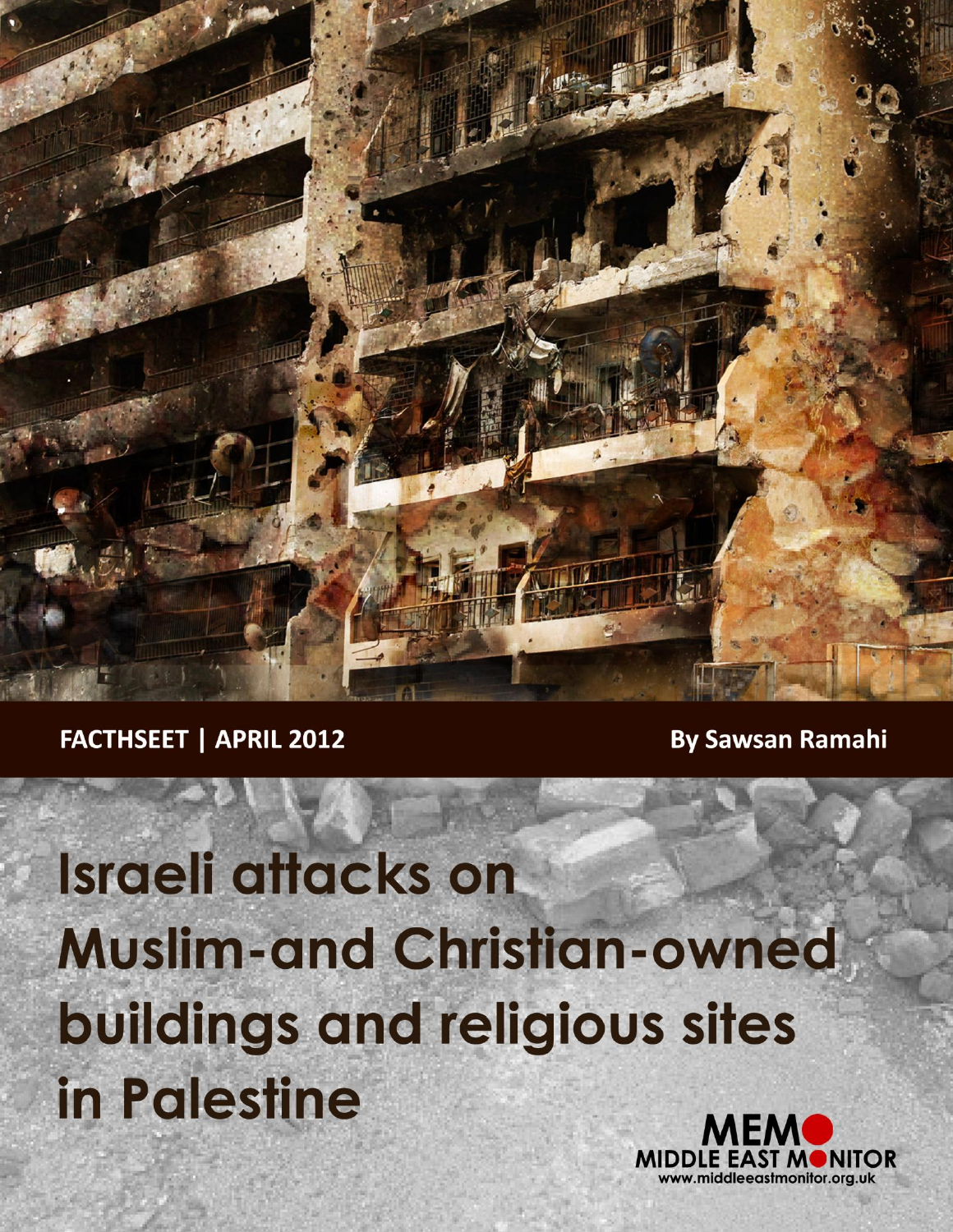FACTHSEET | APRIL 2012

By Sawsan Ramahi

# Israeli attacks on Muslim-and Christian-owned buildings and religious sites in Palestine

MEMO
MIDDLE EAST MONITOR
www.middleeastmonitor.org.uk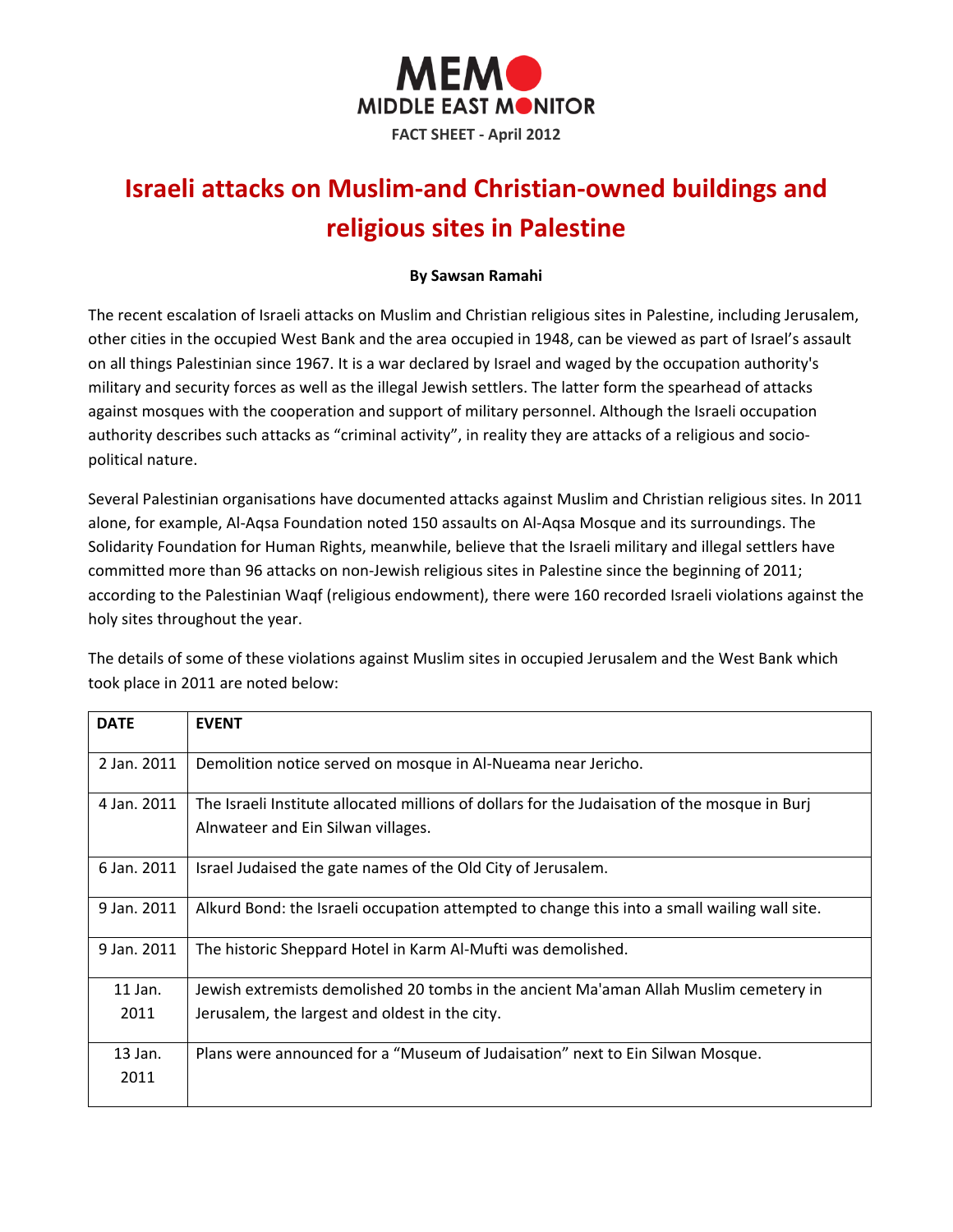MEMO MIDDLE EAST MONITOR

FACT SHEET - April 2012

# Israeli attacks on Muslim-and Christian-owned buildings and religious sites in Palestine

**By Sawsan Ramahi**

The recent escalation of Israeli attacks on Muslim and Christian religious sites in Palestine, including Jerusalem, other cities in the occupied West Bank and the area occupied in 1948, can be viewed as part of Israel's assault on all things Palestinian since 1967. It is a war declared by Israel and waged by the occupation authority's military and security forces as well as the illegal Jewish settlers. The latter form the spearhead of attacks against mosques with the cooperation and support of military personnel. Although the Israeli occupation authority describes such attacks as "criminal activity", in reality they are attacks of a religious and socio-political nature.

Several Palestinian organisations have documented attacks against Muslim and Christian religious sites. In 2011 alone, for example, Al-Aqsa Foundation noted 150 assaults on Al-Aqsa Mosque and its surroundings. The Solidarity Foundation for Human Rights, meanwhile, believe that the Israeli military and illegal settlers have committed more than 96 attacks on non-Jewish religious sites in Palestine since the beginning of 2011; according to the Palestinian Waqf (religious endowment), there were 160 recorded Israeli violations against the holy sites throughout the year.

The details of some of these violations against Muslim sites in occupied Jerusalem and the West Bank which took place in 2011 are noted below:

| DATE | EVENT |
|---|---|
| 2 Jan. 2011 | Demolition notice served on mosque in Al-Nueama near Jericho. |
| 4 Jan. 2011 | The Israeli Institute allocated millions of dollars for the Judaisation of the mosque in Burj Alnwateer and Ein Silwan villages. |
| 6 Jan. 2011 | Israel Judaised the gate names of the Old City of Jerusalem. |
| 9 Jan. 2011 | Alkurd Bond: the Israeli occupation attempted to change this into a small wailing wall site. |
| 9 Jan. 2011 | The historic Sheppard Hotel in Karm Al-Mufti was demolished. |
| 11 Jan. 2011 | Jewish extremists demolished 20 tombs in the ancient Ma'aman Allah Muslim cemetery in Jerusalem, the largest and oldest in the city. |
| 13 Jan. 2011 | Plans were announced for a "Museum of Judaisation" next to Ein Silwan Mosque. |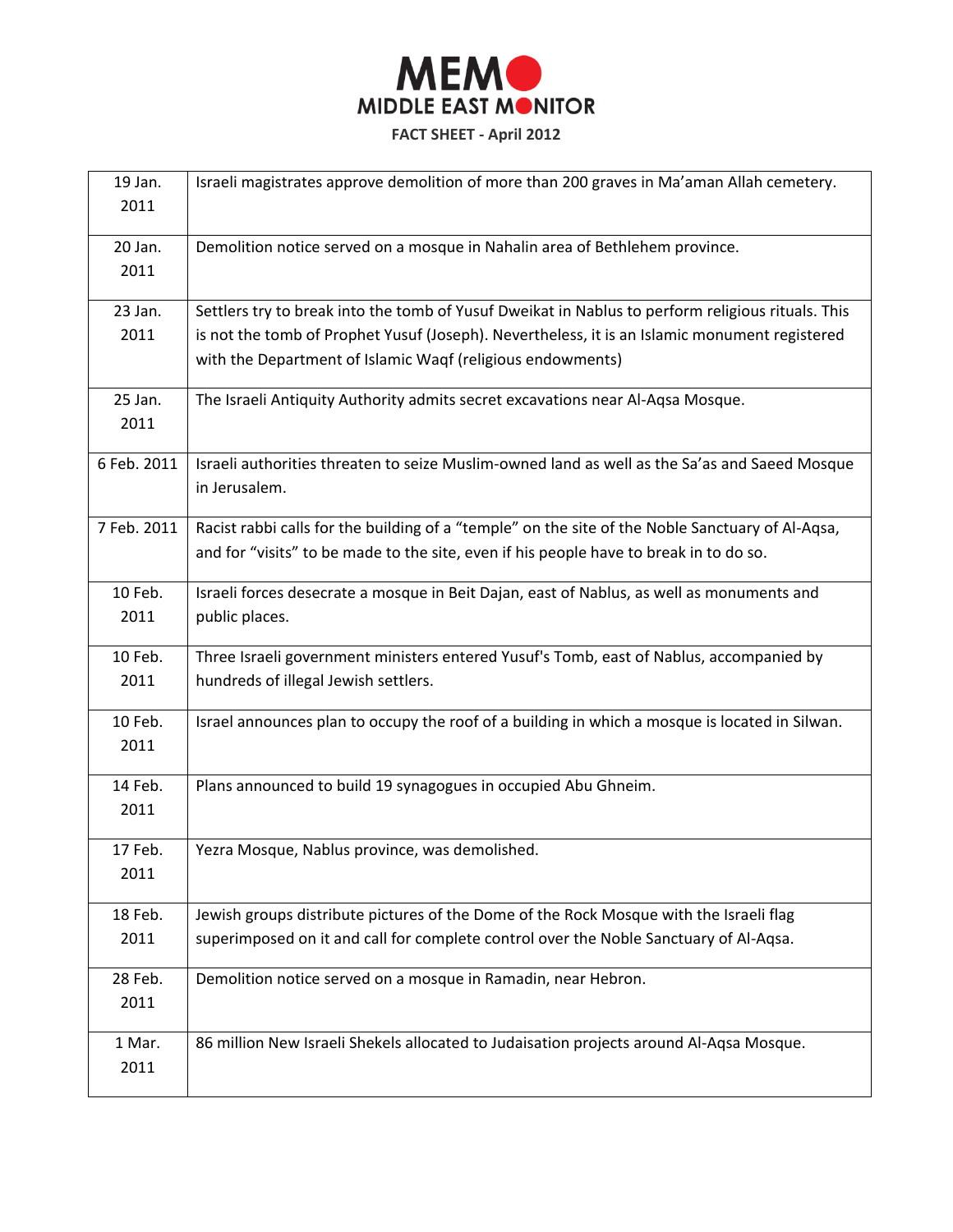| | |
|---|---|
| 19 Jan. 2011 | Israeli magistrates approve demolition of more than 200 graves in Ma'aman Allah cemetery. |
| 20 Jan. 2011 | Demolition notice served on a mosque in Nahalin area of Bethlehem province. |
| 23 Jan. 2011 | Settlers try to break into the tomb of Yusuf Dweikat in Nablus to perform religious rituals. This is not the tomb of Prophet Yusuf (Joseph). Nevertheless, it is an Islamic monument registered with the Department of Islamic Waqf (religious endowments) |
| 25 Jan. 2011 | The Israeli Antiquity Authority admits secret excavations near Al-Aqsa Mosque. |
| 6 Feb. 2011 | Israeli authorities threaten to seize Muslim-owned land as well as the Sa'as and Saeed Mosque in Jerusalem. |
| 7 Feb. 2011 | Racist rabbi calls for the building of a "temple" on the site of the Noble Sanctuary of Al-Aqsa, and for "visits" to be made to the site, even if his people have to break in to do so. |
| 10 Feb. 2011 | Israeli forces desecrate a mosque in Beit Dajan, east of Nablus, as well as monuments and public places. |
| 10 Feb. 2011 | Three Israeli government ministers entered Yusuf's Tomb, east of Nablus, accompanied by hundreds of illegal Jewish settlers. |
| 10 Feb. 2011 | Israel announces plan to occupy the roof of a building in which a mosque is located in Silwan. |
| 14 Feb. 2011 | Plans announced to build 19 synagogues in occupied Abu Ghneim. |
| 17 Feb. 2011 | Yezra Mosque, Nablus province, was demolished. |
| 18 Feb. 2011 | Jewish groups distribute pictures of the Dome of the Rock Mosque with the Israeli flag superimposed on it and call for complete control over the Noble Sanctuary of Al-Aqsa. |
| 28 Feb. 2011 | Demolition notice served on a mosque in Ramadin, near Hebron. |
| 1 Mar. 2011 | 86 million New Israeli Shekels allocated to Judaisation projects around Al-Aqsa Mosque. |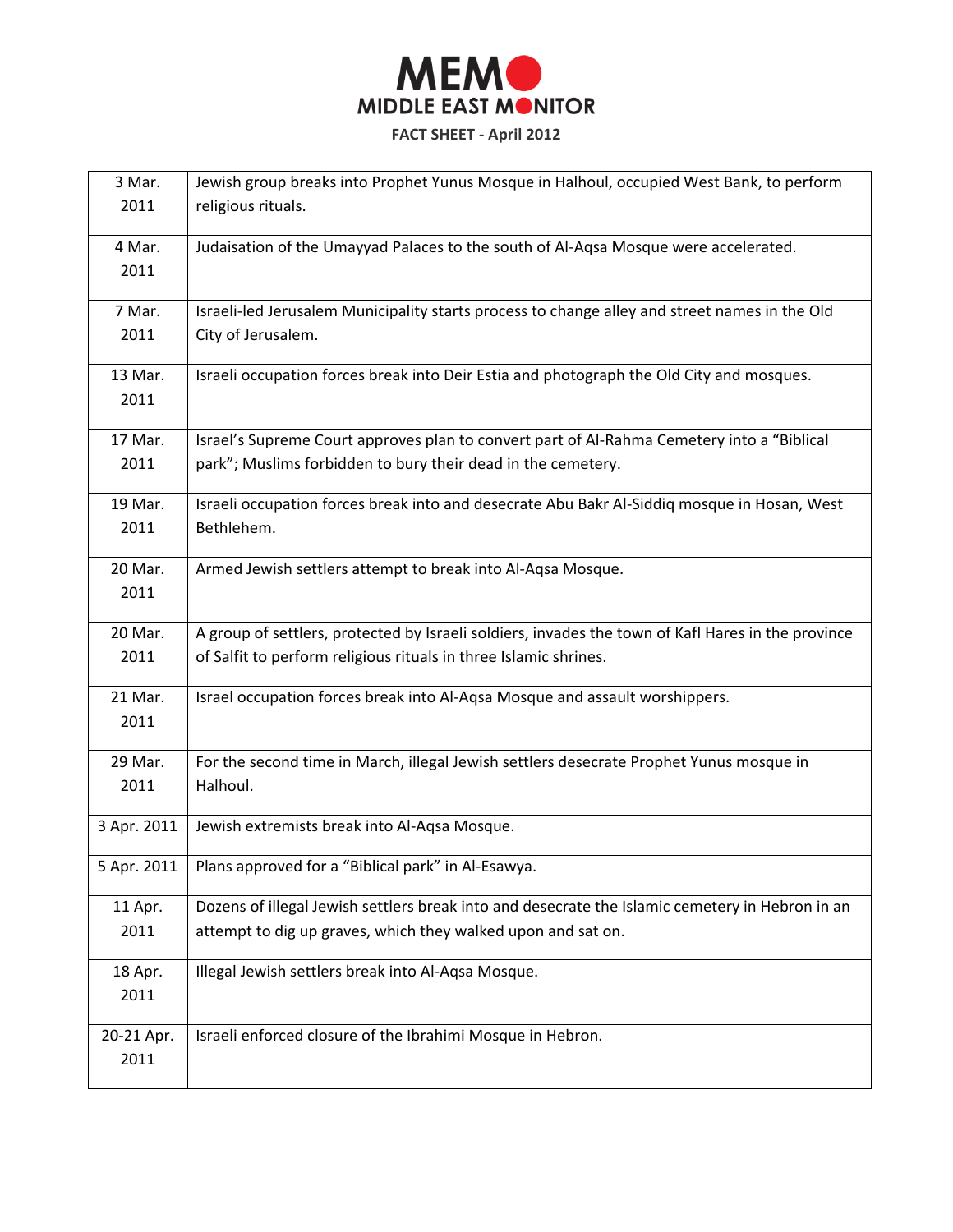| | |
|---|---|
| 3 Mar. 2011 | Jewish group breaks into Prophet Yunus Mosque in Halhoul, occupied West Bank, to perform religious rituals. |
| 4 Mar. 2011 | Judaisation of the Umayyad Palaces to the south of Al-Aqsa Mosque were accelerated. |
| 7 Mar. 2011 | Israeli-led Jerusalem Municipality starts process to change alley and street names in the Old City of Jerusalem. |
| 13 Mar. 2011 | Israeli occupation forces break into Deir Estia and photograph the Old City and mosques. |
| 17 Mar. 2011 | Israel's Supreme Court approves plan to convert part of Al-Rahma Cemetery into a "Biblical park"; Muslims forbidden to bury their dead in the cemetery. |
| 19 Mar. 2011 | Israeli occupation forces break into and desecrate Abu Bakr Al-Siddiq mosque in Hosan, West Bethlehem. |
| 20 Mar. 2011 | Armed Jewish settlers attempt to break into Al-Aqsa Mosque. |
| 20 Mar. 2011 | A group of settlers, protected by Israeli soldiers, invades the town of Kafl Hares in the province of Salfit to perform religious rituals in three Islamic shrines. |
| 21 Mar. 2011 | Israel occupation forces break into Al-Aqsa Mosque and assault worshippers. |
| 29 Mar. 2011 | For the second time in March, illegal Jewish settlers desecrate Prophet Yunus mosque in Halhoul. |
| 3 Apr. 2011 | Jewish extremists break into Al-Aqsa Mosque. |
| 5 Apr. 2011 | Plans approved for a "Biblical park" in Al-Esawya. |
| 11 Apr. 2011 | Dozens of illegal Jewish settlers break into and desecrate the Islamic cemetery in Hebron in an attempt to dig up graves, which they walked upon and sat on. |
| 18 Apr. 2011 | Illegal Jewish settlers break into Al-Aqsa Mosque. |
| 20-21 Apr. 2011 | Israeli enforced closure of the Ibrahimi Mosque in Hebron. |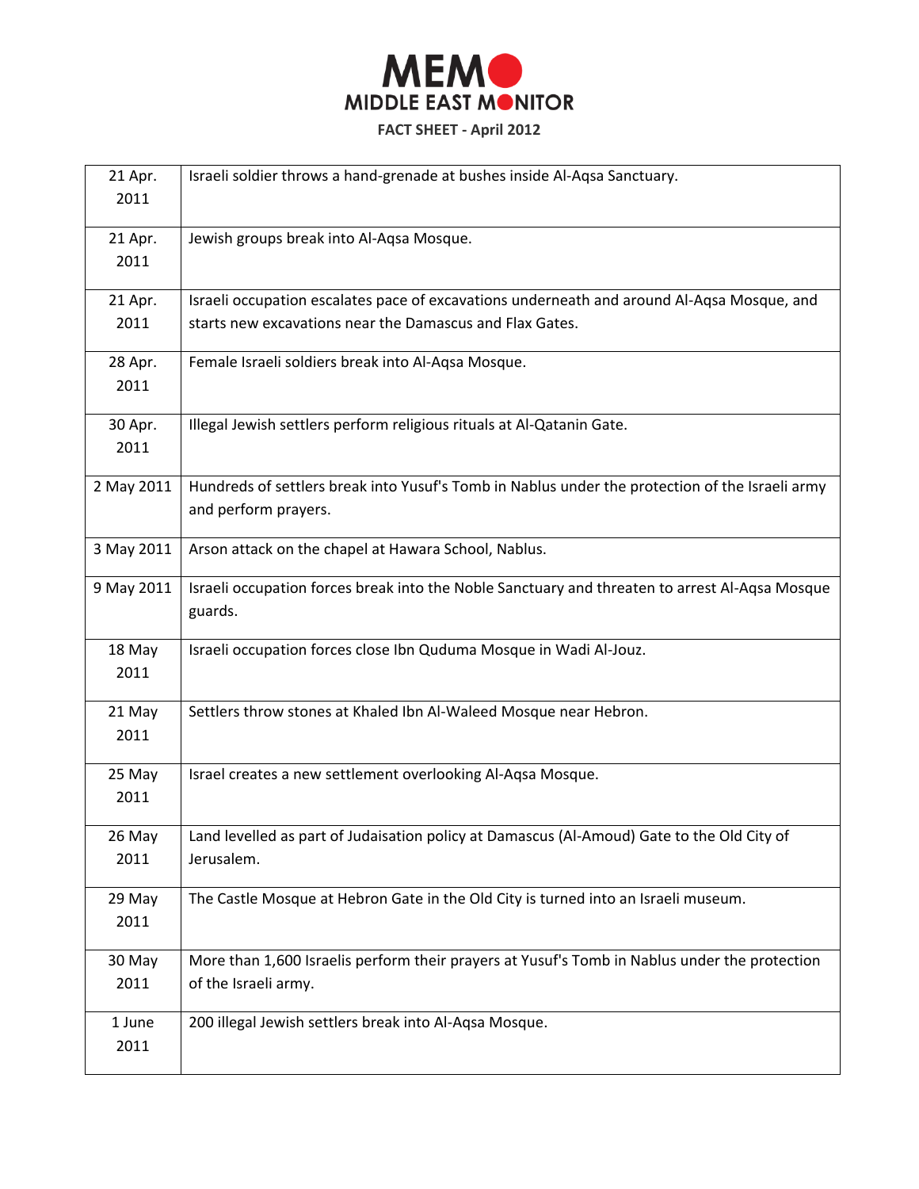| | |
|---|---|
| 21 Apr. 2011 | Israeli soldier throws a hand-grenade at bushes inside Al-Aqsa Sanctuary. |
| 21 Apr. 2011 | Jewish groups break into Al-Aqsa Mosque. |
| 21 Apr. 2011 | Israeli occupation escalates pace of excavations underneath and around Al-Aqsa Mosque, and starts new excavations near the Damascus and Flax Gates. |
| 28 Apr. 2011 | Female Israeli soldiers break into Al-Aqsa Mosque. |
| 30 Apr. 2011 | Illegal Jewish settlers perform religious rituals at Al-Qatanin Gate. |
| 2 May 2011 | Hundreds of settlers break into Yusuf's Tomb in Nablus under the protection of the Israeli army and perform prayers. |
| 3 May 2011 | Arson attack on the chapel at Hawara School, Nablus. |
| 9 May 2011 | Israeli occupation forces break into the Noble Sanctuary and threaten to arrest Al-Aqsa Mosque guards. |
| 18 May 2011 | Israeli occupation forces close Ibn Quduma Mosque in Wadi Al-Jouz. |
| 21 May 2011 | Settlers throw stones at Khaled Ibn Al-Waleed Mosque near Hebron. |
| 25 May 2011 | Israel creates a new settlement overlooking Al-Aqsa Mosque. |
| 26 May 2011 | Land levelled as part of Judaisation policy at Damascus (Al-Amoud) Gate to the Old City of Jerusalem. |
| 29 May 2011 | The Castle Mosque at Hebron Gate in the Old City is turned into an Israeli museum. |
| 30 May 2011 | More than 1,600 Israelis perform their prayers at Yusuf's Tomb in Nablus under the protection of the Israeli army. |
| 1 June 2011 | 200 illegal Jewish settlers break into Al-Aqsa Mosque. |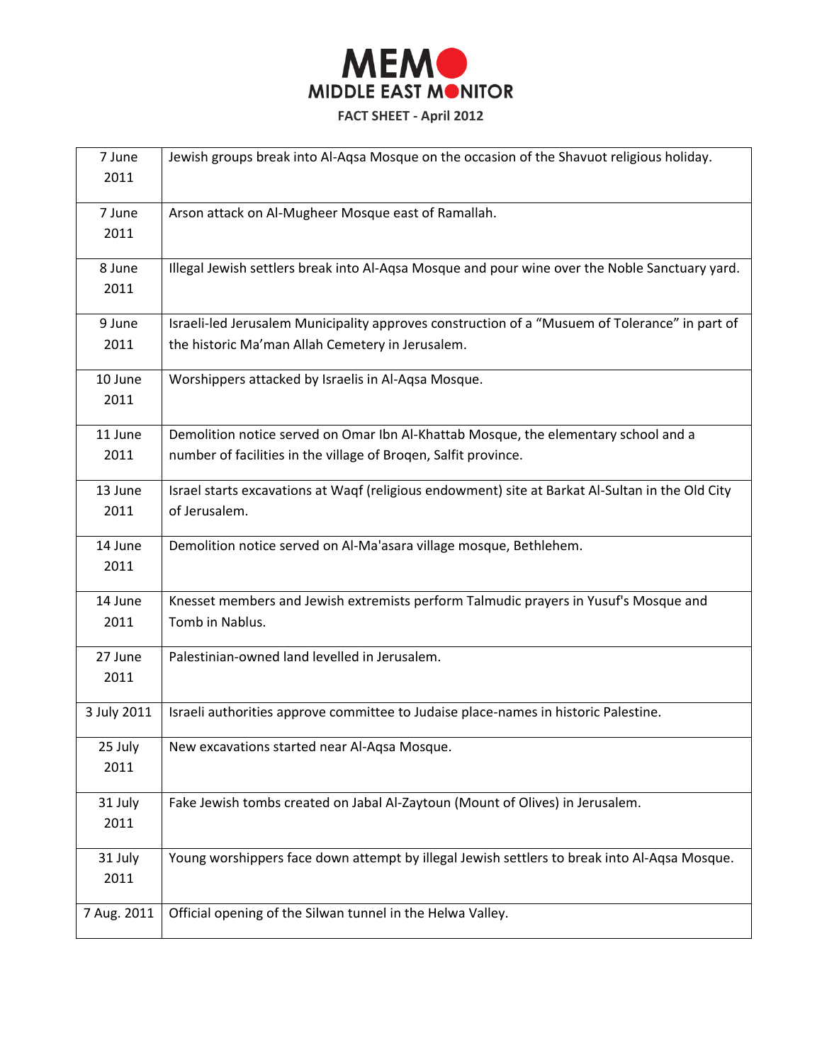| 7 June 2011 | Jewish groups break into Al-Aqsa Mosque on the occasion of the Shavuot religious holiday. |
|---|---|
| 7 June 2011 | Arson attack on Al-Mugheer Mosque east of Ramallah. |
| 8 June 2011 | Illegal Jewish settlers break into Al-Aqsa Mosque and pour wine over the Noble Sanctuary yard. |
| 9 June 2011 | Israeli-led Jerusalem Municipality approves construction of a "Musuem of Tolerance" in part of the historic Ma'man Allah Cemetery in Jerusalem. |
| 10 June 2011 | Worshippers attacked by Israelis in Al-Aqsa Mosque. |
| 11 June 2011 | Demolition notice served on Omar Ibn Al-Khattab Mosque, the elementary school and a number of facilities in the village of Broqen, Salfit province. |
| 13 June 2011 | Israel starts excavations at Waqf (religious endowment) site at Barkat Al-Sultan in the Old City of Jerusalem. |
| 14 June 2011 | Demolition notice served on Al-Ma'asara village mosque, Bethlehem. |
| 14 June 2011 | Knesset members and Jewish extremists perform Talmudic prayers in Yusuf's Mosque and Tomb in Nablus. |
| 27 June 2011 | Palestinian-owned land levelled in Jerusalem. |
| 3 July 2011 | Israeli authorities approve committee to Judaise place-names in historic Palestine. |
| 25 July 2011 | New excavations started near Al-Aqsa Mosque. |
| 31 July 2011 | Fake Jewish tombs created on Jabal Al-Zaytoun (Mount of Olives) in Jerusalem. |
| 31 July 2011 | Young worshippers face down attempt by illegal Jewish settlers to break into Al-Aqsa Mosque. |
| 7 Aug. 2011 | Official opening of the Silwan tunnel in the Helwa Valley. |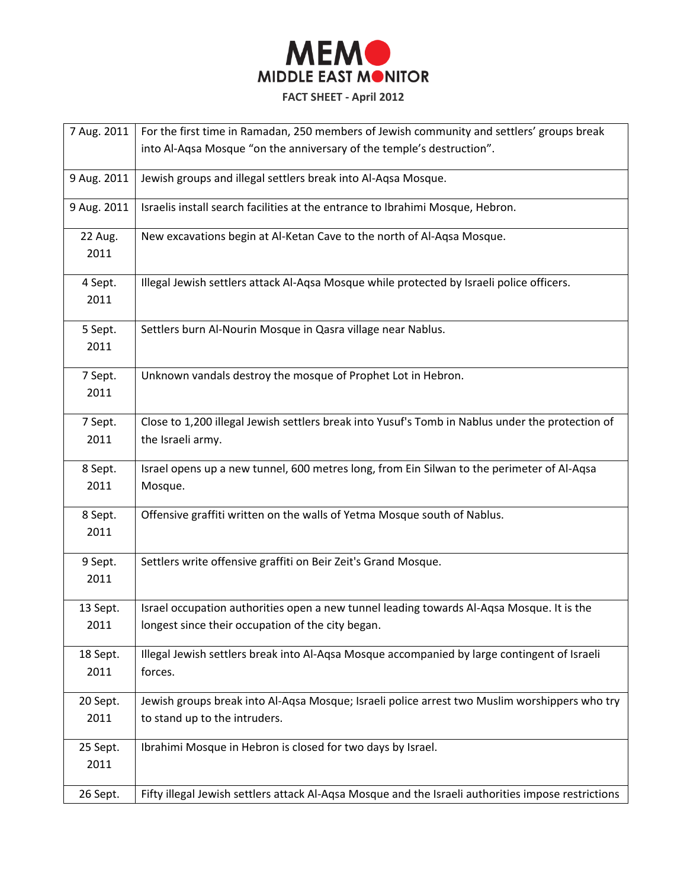| | |
|---|---|
| 7 Aug. 2011 | For the first time in Ramadan, 250 members of Jewish community and settlers' groups break into Al-Aqsa Mosque "on the anniversary of the temple's destruction". |
| 9 Aug. 2011 | Jewish groups and illegal settlers break into Al-Aqsa Mosque. |
| 9 Aug. 2011 | Israelis install search facilities at the entrance to Ibrahimi Mosque, Hebron. |
| 22 Aug. 2011 | New excavations begin at Al-Ketan Cave to the north of Al-Aqsa Mosque. |
| 4 Sept. 2011 | Illegal Jewish settlers attack Al-Aqsa Mosque while protected by Israeli police officers. |
| 5 Sept. 2011 | Settlers burn Al-Nourin Mosque in Qasra village near Nablus. |
| 7 Sept. 2011 | Unknown vandals destroy the mosque of Prophet Lot in Hebron. |
| 7 Sept. 2011 | Close to 1,200 illegal Jewish settlers break into Yusuf's Tomb in Nablus under the protection of the Israeli army. |
| 8 Sept. 2011 | Israel opens up a new tunnel, 600 metres long, from Ein Silwan to the perimeter of Al-Aqsa Mosque. |
| 8 Sept. 2011 | Offensive graffiti written on the walls of Yetma Mosque south of Nablus. |
| 9 Sept. 2011 | Settlers write offensive graffiti on Beir Zeit's Grand Mosque. |
| 13 Sept. 2011 | Israel occupation authorities open a new tunnel leading towards Al-Aqsa Mosque. It is the longest since their occupation of the city began. |
| 18 Sept. 2011 | Illegal Jewish settlers break into Al-Aqsa Mosque accompanied by large contingent of Israeli forces. |
| 20 Sept. 2011 | Jewish groups break into Al-Aqsa Mosque; Israeli police arrest two Muslim worshippers who try to stand up to the intruders. |
| 25 Sept. 2011 | Ibrahimi Mosque in Hebron is closed for two days by Israel. |
| 26 Sept. | Fifty illegal Jewish settlers attack Al-Aqsa Mosque and the Israeli authorities impose restrictions |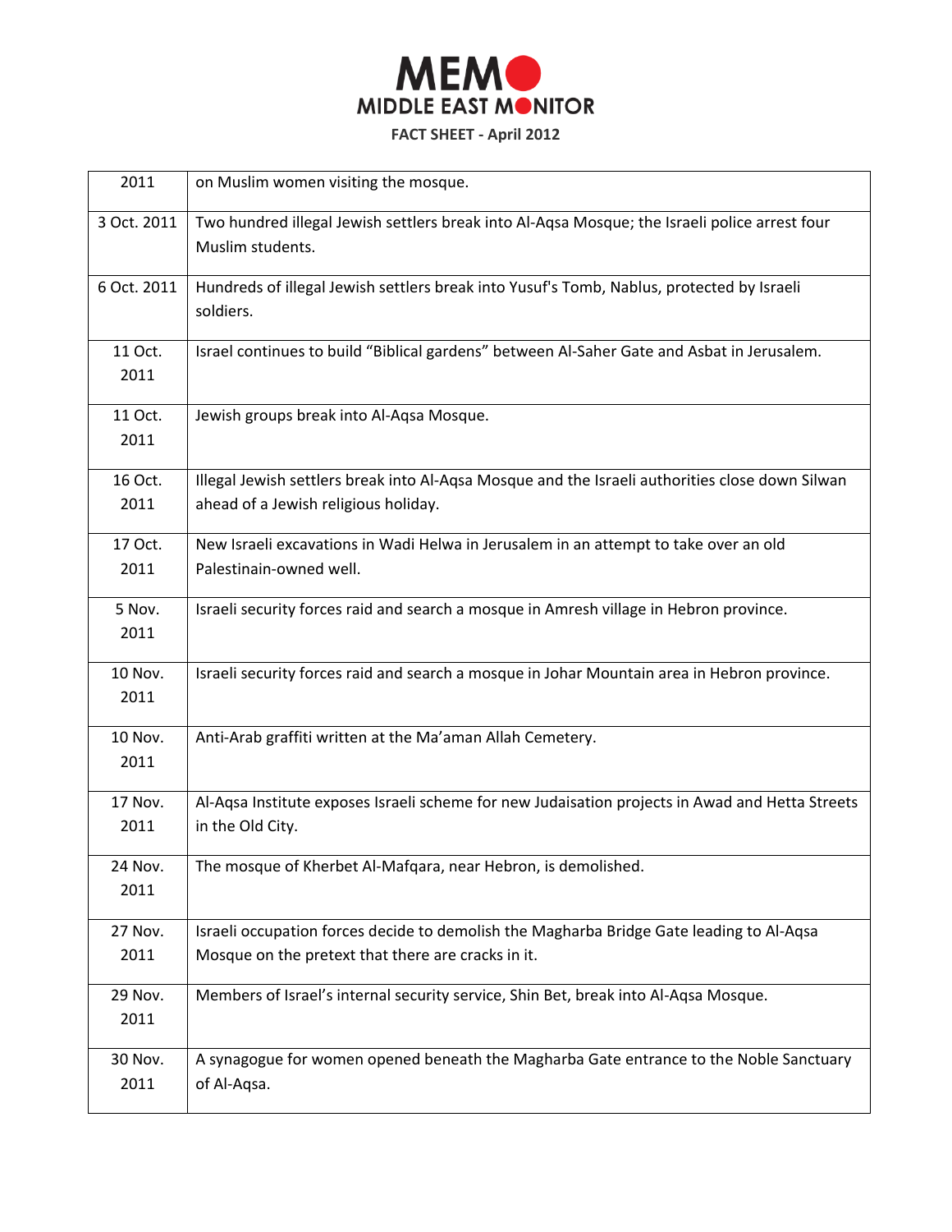| 2011 | on Muslim women visiting the mosque. |
|---|---|
| 3 Oct. 2011 | Two hundred illegal Jewish settlers break into Al-Aqsa Mosque; the Israeli police arrest four Muslim students. |
| 6 Oct. 2011 | Hundreds of illegal Jewish settlers break into Yusuf's Tomb, Nablus, protected by Israeli soldiers. |
| 11 Oct. 2011 | Israel continues to build “Biblical gardens” between Al-Saher Gate and Asbat in Jerusalem. |
| 11 Oct. 2011 | Jewish groups break into Al-Aqsa Mosque. |
| 16 Oct. 2011 | Illegal Jewish settlers break into Al-Aqsa Mosque and the Israeli authorities close down Silwan ahead of a Jewish religious holiday. |
| 17 Oct. 2011 | New Israeli excavations in Wadi Helwa in Jerusalem in an attempt to take over an old Palestinain-owned well. |
| 5 Nov. 2011 | Israeli security forces raid and search a mosque in Amresh village in Hebron province. |
| 10 Nov. 2011 | Israeli security forces raid and search a mosque in Johar Mountain area in Hebron province. |
| 10 Nov. 2011 | Anti-Arab graffiti written at the Ma’aman Allah Cemetery. |
| 17 Nov. 2011 | Al-Aqsa Institute exposes Israeli scheme for new Judaisation projects in Awad and Hetta Streets in the Old City. |
| 24 Nov. 2011 | The mosque of Kherbet Al-Mafqara, near Hebron, is demolished. |
| 27 Nov. 2011 | Israeli occupation forces decide to demolish the Magharba Bridge Gate leading to Al-Aqsa Mosque on the pretext that there are cracks in it. |
| 29 Nov. 2011 | Members of Israel’s internal security service, Shin Bet, break into Al-Aqsa Mosque. |
| 30 Nov. 2011 | A synagogue for women opened beneath the Magharba Gate entrance to the Noble Sanctuary of Al-Aqsa. |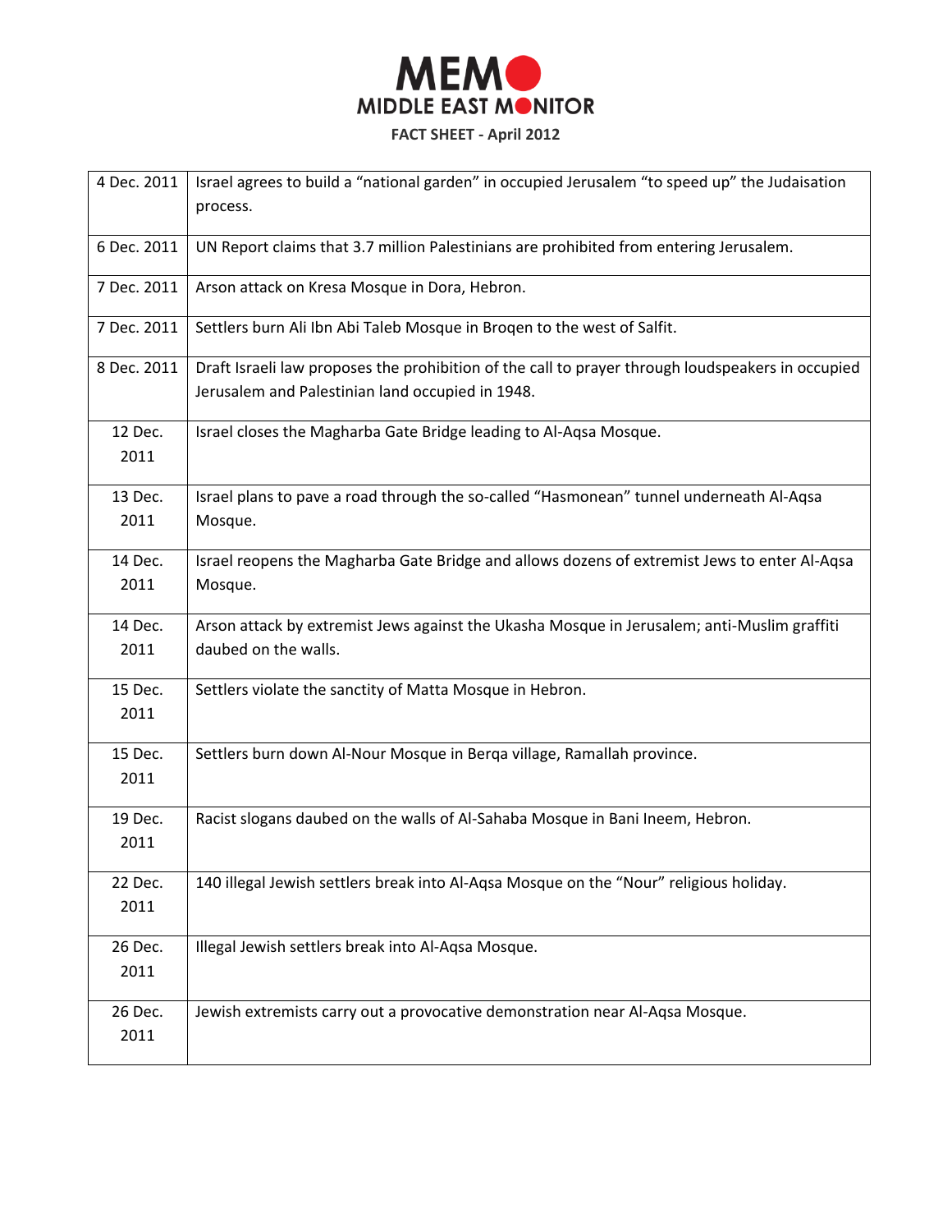| 4 Dec. 2011 | Israel agrees to build a “national garden” in occupied Jerusalem “to speed up” the Judaisation process. |
|---|---|
| 6 Dec. 2011 | UN Report claims that 3.7 million Palestinians are prohibited from entering Jerusalem. |
| 7 Dec. 2011 | Arson attack on Kresa Mosque in Dora, Hebron. |
| 7 Dec. 2011 | Settlers burn Ali Ibn Abi Taleb Mosque in Broqen to the west of Salfit. |
| 8 Dec. 2011 | Draft Israeli law proposes the prohibition of the call to prayer through loudspeakers in occupied Jerusalem and Palestinian land occupied in 1948. |
| 12 Dec. 2011 | Israel closes the Magharba Gate Bridge leading to Al-Aqsa Mosque. |
| 13 Dec. 2011 | Israel plans to pave a road through the so-called “Hasmonean” tunnel underneath Al-Aqsa Mosque. |
| 14 Dec. 2011 | Israel reopens the Magharba Gate Bridge and allows dozens of extremist Jews to enter Al-Aqsa Mosque. |
| 14 Dec. 2011 | Arson attack by extremist Jews against the Ukasha Mosque in Jerusalem; anti-Muslim graffiti daubed on the walls. |
| 15 Dec. 2011 | Settlers violate the sanctity of Matta Mosque in Hebron. |
| 15 Dec. 2011 | Settlers burn down Al-Nour Mosque in Berqa village, Ramallah province. |
| 19 Dec. 2011 | Racist slogans daubed on the walls of Al-Sahaba Mosque in Bani Ineem, Hebron. |
| 22 Dec. 2011 | 140 illegal Jewish settlers break into Al-Aqsa Mosque on the “Nour” religious holiday. |
| 26 Dec. 2011 | Illegal Jewish settlers break into Al-Aqsa Mosque. |
| 26 Dec. 2011 | Jewish extremists carry out a provocative demonstration near Al-Aqsa Mosque. |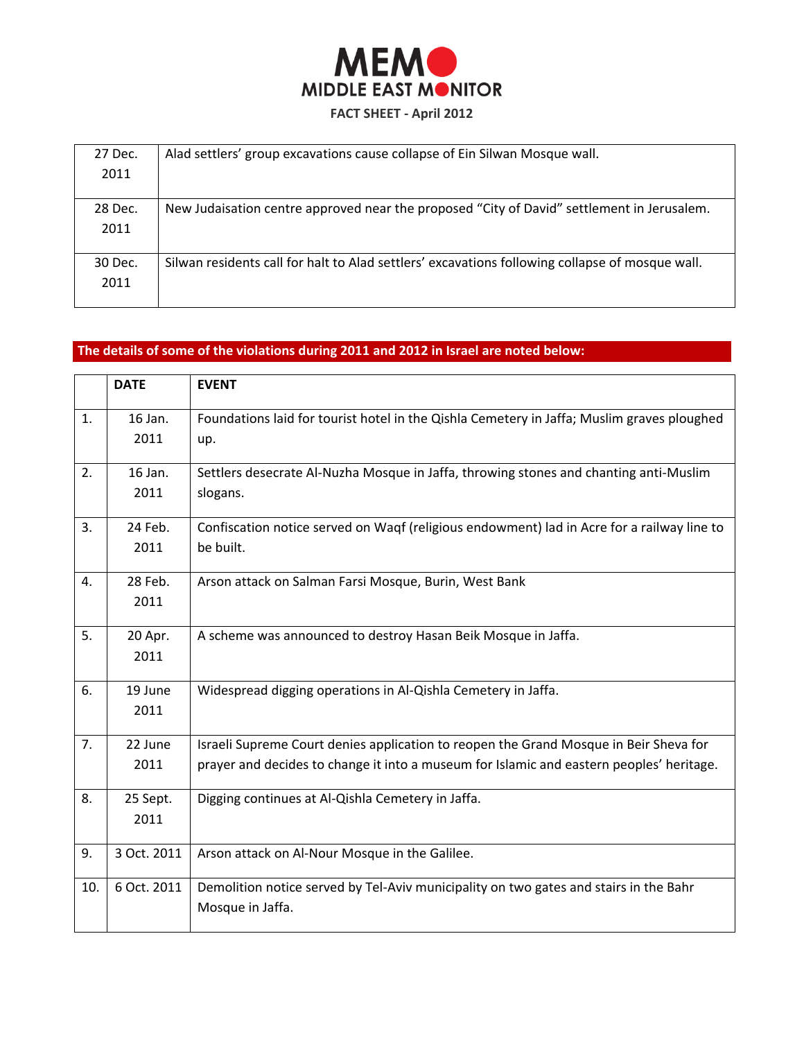| | |
|---|---|
| 27 Dec. 2011 | Alad settlers' group excavations cause collapse of Ein Silwan Mosque wall. |
| 28 Dec. 2011 | New Judaisation centre approved near the proposed "City of David" settlement in Jerusalem. |
| 30 Dec. 2011 | Silwan residents call for halt to Alad settlers' excavations following collapse of mosque wall. |

## The details of some of the violations during 2011 and 2012 in Israel are noted below:

| | DATE | EVENT |
|---|---|---|
| 1. | 16 Jan. 2011 | Foundations laid for tourist hotel in the Qishla Cemetery in Jaffa; Muslim graves ploughed up. |
| 2. | 16 Jan. 2011 | Settlers desecrate Al-Nuzha Mosque in Jaffa, throwing stones and chanting anti-Muslim slogans. |
| 3. | 24 Feb. 2011 | Confiscation notice served on Waqf (religious endowment) lad in Acre for a railway line to be built. |
| 4. | 28 Feb. 2011 | Arson attack on Salman Farsi Mosque, Burin, West Bank |
| 5. | 20 Apr. 2011 | A scheme was announced to destroy Hasan Beik Mosque in Jaffa. |
| 6. | 19 June 2011 | Widespread digging operations in Al-Qishla Cemetery in Jaffa. |
| 7. | 22 June 2011 | Israeli Supreme Court denies application to reopen the Grand Mosque in Beir Sheva for prayer and decides to change it into a museum for Islamic and eastern peoples' heritage. |
| 8. | 25 Sept. 2011 | Digging continues at Al-Qishla Cemetery in Jaffa. |
| 9. | 3 Oct. 2011 | Arson attack on Al-Nour Mosque in the Galilee. |
| 10. | 6 Oct. 2011 | Demolition notice served by Tel-Aviv municipality on two gates and stairs in the Bahr Mosque in Jaffa. |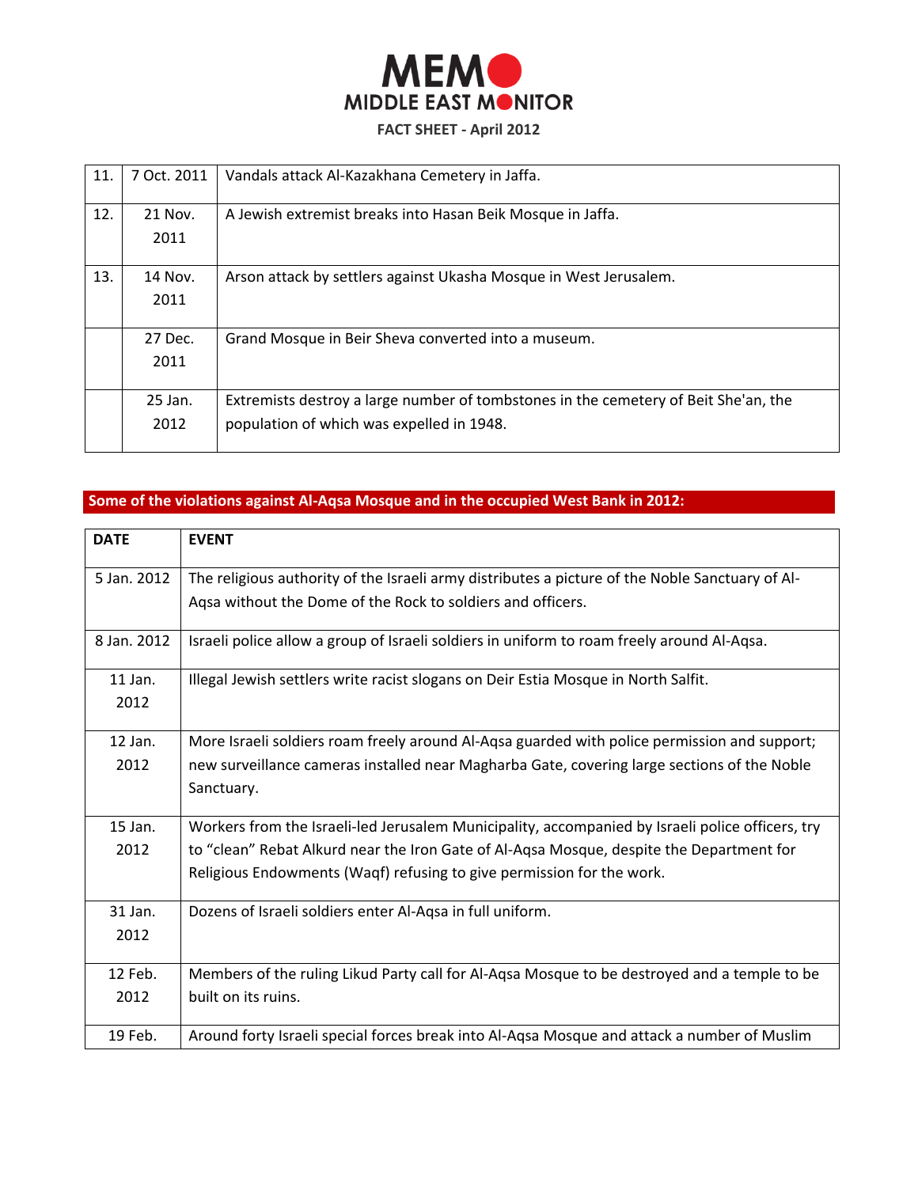**FACT SHEET - April 2012**

| | | |
|---|---|---|
| 11. | 7 Oct. 2011 | Vandals attack Al-Kazakhana Cemetery in Jaffa. |
| 12. | 21 Nov. 2011 | A Jewish extremist breaks into Hasan Beik Mosque in Jaffa. |
| 13. | 14 Nov. 2011 | Arson attack by settlers against Ukasha Mosque in West Jerusalem. |
| | 27 Dec. 2011 | Grand Mosque in Beir Sheva converted into a museum. |
| | 25 Jan. 2012 | Extremists destroy a large number of tombstones in the cemetery of Beit She'an, the population of which was expelled in 1948. |

**Some of the violations against Al-Aqsa Mosque and in the occupied West Bank in 2012:**

| DATE | EVENT |
|---|---|
| 5 Jan. 2012 | The religious authority of the Israeli army distributes a picture of the Noble Sanctuary of Al-Aqsa without the Dome of the Rock to soldiers and officers. |
| 8 Jan. 2012 | Israeli police allow a group of Israeli soldiers in uniform to roam freely around Al-Aqsa. |
| 11 Jan. 2012 | Illegal Jewish settlers write racist slogans on Deir Estia Mosque in North Salfit. |
| 12 Jan. 2012 | More Israeli soldiers roam freely around Al-Aqsa guarded with police permission and support; new surveillance cameras installed near Magharba Gate, covering large sections of the Noble Sanctuary. |
| 15 Jan. 2012 | Workers from the Israeli-led Jerusalem Municipality, accompanied by Israeli police officers, try to "clean" Rebat Alkurd near the Iron Gate of Al-Aqsa Mosque, despite the Department for Religious Endowments (Waqf) refusing to give permission for the work. |
| 31 Jan. 2012 | Dozens of Israeli soldiers enter Al-Aqsa in full uniform. |
| 12 Feb. 2012 | Members of the ruling Likud Party call for Al-Aqsa Mosque to be destroyed and a temple to be built on its ruins. |
| 19 Feb. | Around forty Israeli special forces break into Al-Aqsa Mosque and attack a number of Muslim |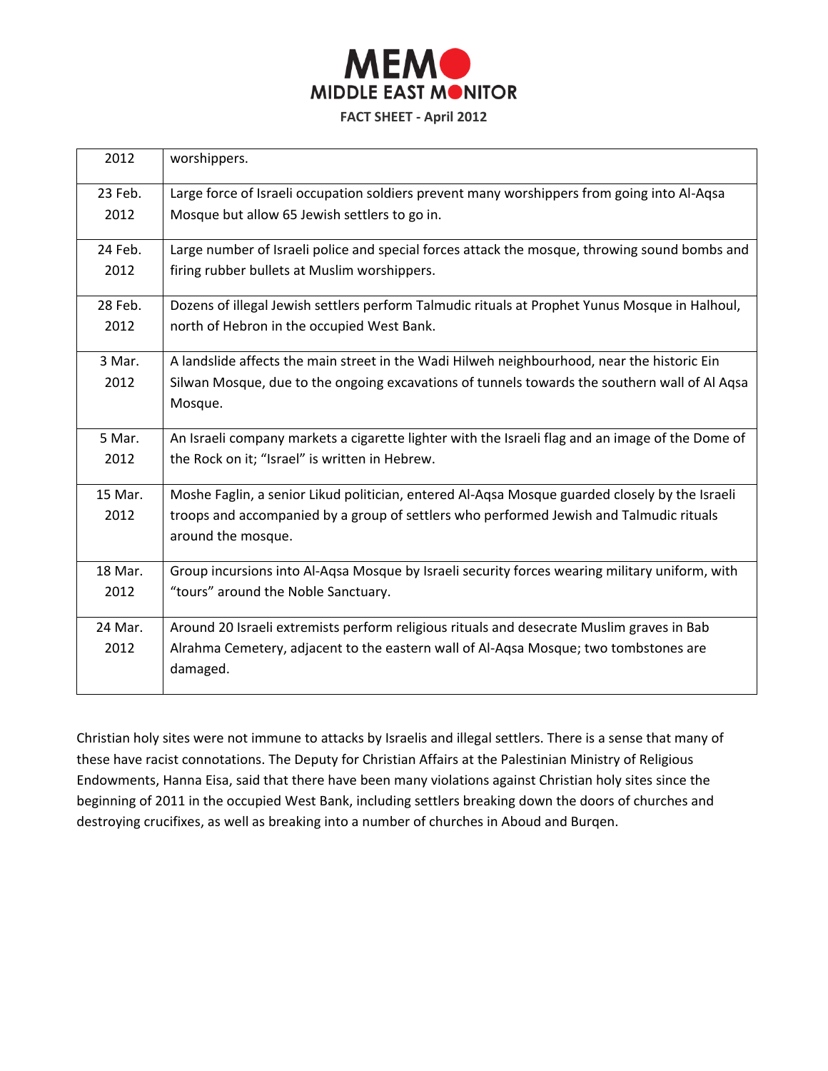| | |
|---|---|
| 2012 | worshippers. |
| 23 Feb. 2012 | Large force of Israeli occupation soldiers prevent many worshippers from going into Al-Aqsa Mosque but allow 65 Jewish settlers to go in. |
| 24 Feb. 2012 | Large number of Israeli police and special forces attack the mosque, throwing sound bombs and firing rubber bullets at Muslim worshippers. |
| 28 Feb. 2012 | Dozens of illegal Jewish settlers perform Talmudic rituals at Prophet Yunus Mosque in Halhoul, north of Hebron in the occupied West Bank. |
| 3 Mar. 2012 | A landslide affects the main street in the Wadi Hilweh neighbourhood, near the historic Ein Silwan Mosque, due to the ongoing excavations of tunnels towards the southern wall of Al Aqsa Mosque. |
| 5 Mar. 2012 | An Israeli company markets a cigarette lighter with the Israeli flag and an image of the Dome of the Rock on it; "Israel" is written in Hebrew. |
| 15 Mar. 2012 | Moshe Faglin, a senior Likud politician, entered Al-Aqsa Mosque guarded closely by the Israeli troops and accompanied by a group of settlers who performed Jewish and Talmudic rituals around the mosque. |
| 18 Mar. 2012 | Group incursions into Al-Aqsa Mosque by Israeli security forces wearing military uniform, with "tours" around the Noble Sanctuary. |
| 24 Mar. 2012 | Around 20 Israeli extremists perform religious rituals and desecrate Muslim graves in Bab Alrahma Cemetery, adjacent to the eastern wall of Al-Aqsa Mosque; two tombstones are damaged. |

Christian holy sites were not immune to attacks by Israelis and illegal settlers. There is a sense that many of these have racist connotations. The Deputy for Christian Affairs at the Palestinian Ministry of Religious Endowments, Hanna Eisa, said that there have been many violations against Christian holy sites since the beginning of 2011 in the occupied West Bank, including settlers breaking down the doors of churches and destroying crucifixes, as well as breaking into a number of churches in Aboud and Burqen.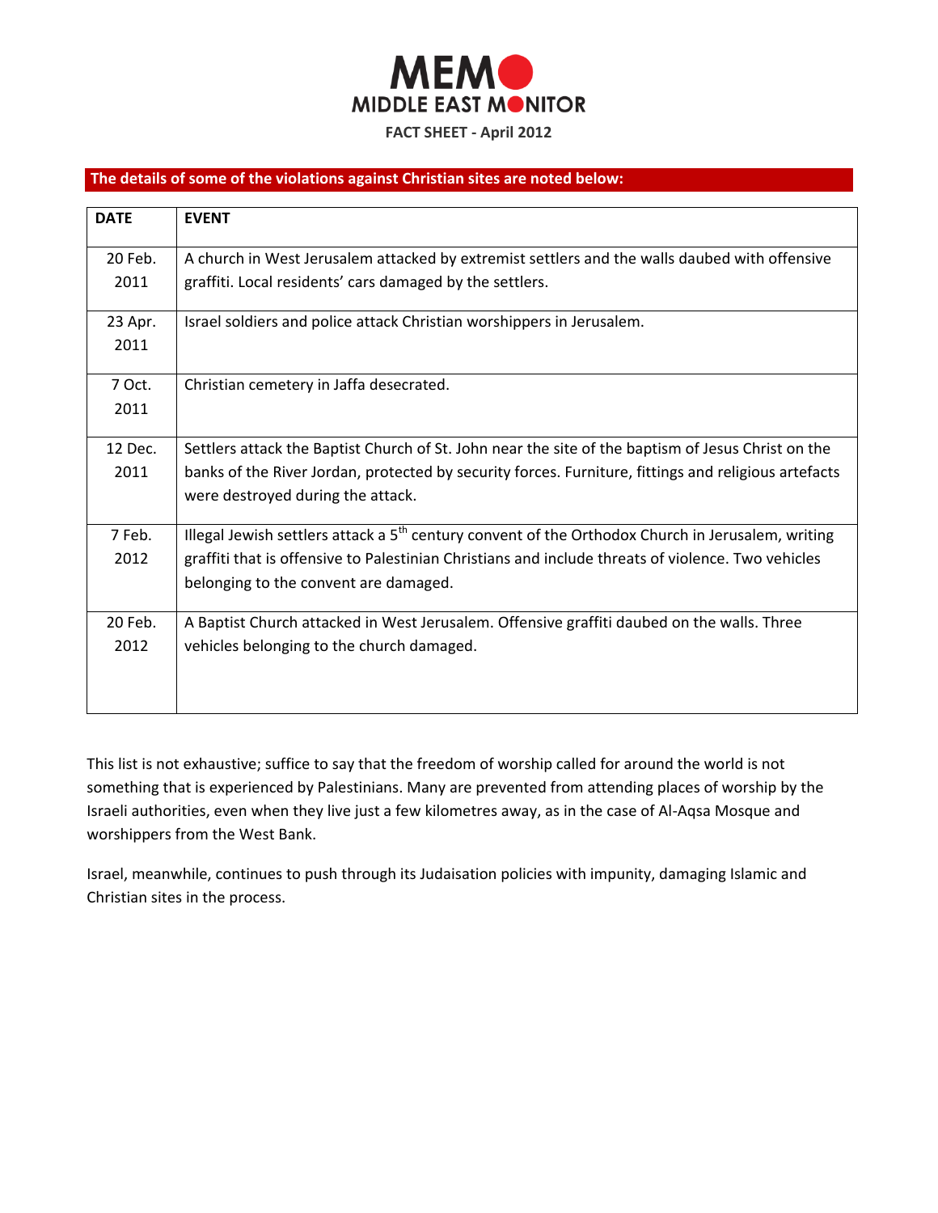**MEM MIDDLE EAST MONITOR**

**FACT SHEET - April 2012**

**The details of some of the violations against Christian sites are noted below:**

| DATE | EVENT |
|---|---|
| 20 Feb. 2011 | A church in West Jerusalem attacked by extremist settlers and the walls daubed with offensive graffiti. Local residents' cars damaged by the settlers. |
| 23 Apr. 2011 | Israel soldiers and police attack Christian worshippers in Jerusalem. |
| 7 Oct. 2011 | Christian cemetery in Jaffa desecrated. |
| 12 Dec. 2011 | Settlers attack the Baptist Church of St. John near the site of the baptism of Jesus Christ on the banks of the River Jordan, protected by security forces. Furniture, fittings and religious artefacts were destroyed during the attack. |
| 7 Feb. 2012 | Illegal Jewish settlers attack a 5th century convent of the Orthodox Church in Jerusalem, writing graffiti that is offensive to Palestinian Christians and include threats of violence. Two vehicles belonging to the convent are damaged. |
| 20 Feb. 2012 | A Baptist Church attacked in West Jerusalem. Offensive graffiti daubed on the walls. Three vehicles belonging to the church damaged. |

This list is not exhaustive; suffice to say that the freedom of worship called for around the world is not something that is experienced by Palestinians. Many are prevented from attending places of worship by the Israeli authorities, even when they live just a few kilometres away, as in the case of Al-Aqsa Mosque and worshippers from the West Bank.

Israel, meanwhile, continues to push through its Judaisation policies with impunity, damaging Islamic and Christian sites in the process.